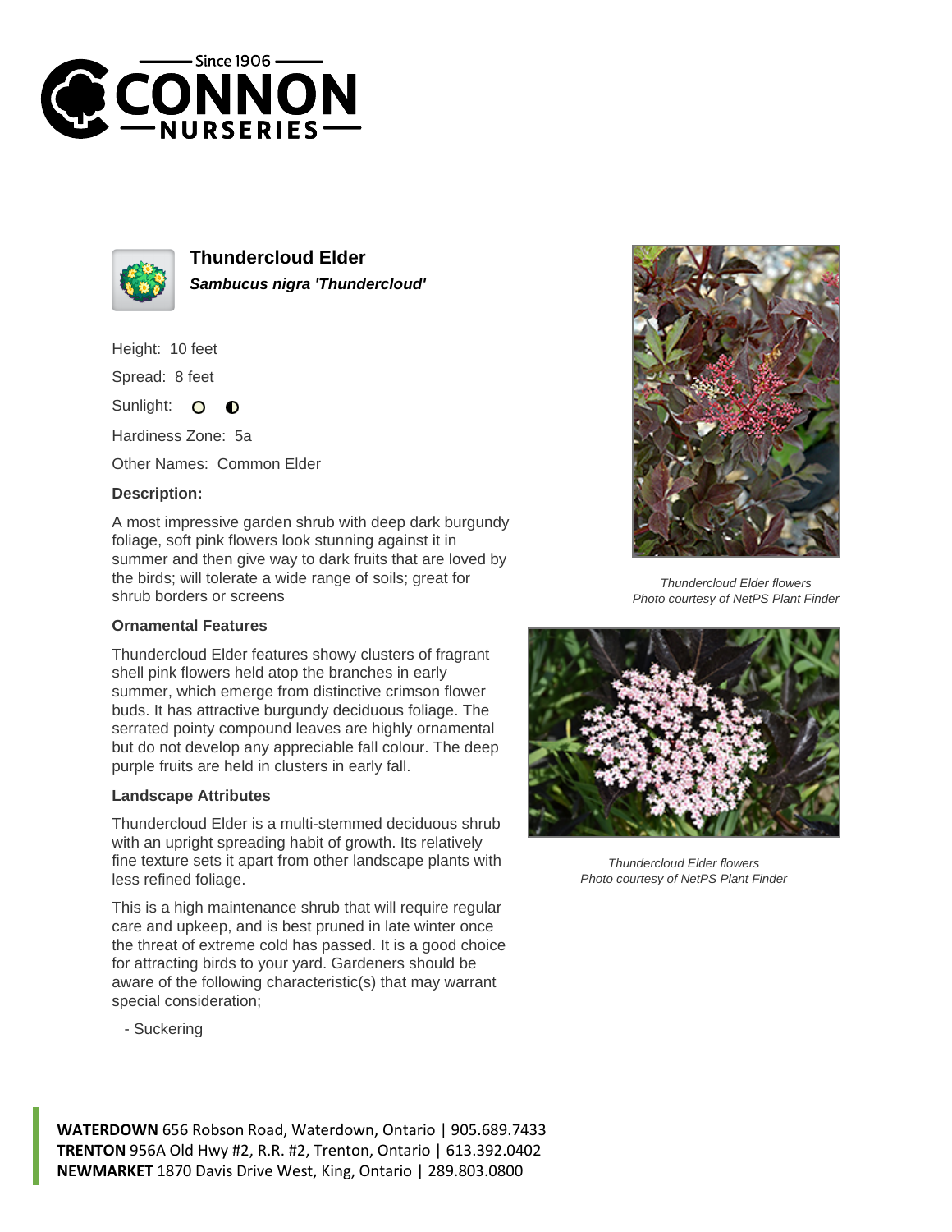# Thundercloud Elder

***Sambucus nigra 'Thundercloud'***

Height: 10 feet

Spread: 8 feet

Sunlight:

Hardiness Zone: 5a

Other Names: Common Elder

**Description:**

A most impressive garden shrub with deep dark burgundy foliage, soft pink flowers look stunning against it in summer and then give way to dark fruits that are loved by the birds; will tolerate a wide range of soils; great for shrub borders or screens

**Ornamental Features**

Thundercloud Elder features showy clusters of fragrant shell pink flowers held atop the branches in early summer, which emerge from distinctive crimson flower buds. It has attractive burgundy deciduous foliage. The serrated pointy compound leaves are highly ornamental but do not develop any appreciable fall colour. The deep purple fruits are held in clusters in early fall.

**Landscape Attributes**

Thundercloud Elder is a multi-stemmed deciduous shrub with an upright spreading habit of growth. Its relatively fine texture sets it apart from other landscape plants with less refined foliage.

This is a high maintenance shrub that will require regular care and upkeep, and is best pruned in late winter once the threat of extreme cold has passed. It is a good choice for attracting birds to your yard. Gardeners should be aware of the following characteristic(s) that may warrant special consideration;

- Suckering

*Thundercloud Elder flowers*
*Photo courtesy of NetPS Plant Finder*

*Thundercloud Elder flowers*
*Photo courtesy of NetPS Plant Finder*

**WATERDOWN** 656 Robson Road, Waterdown, Ontario | 905.689.7433
**TRENTON** 956A Old Hwy #2, R.R. #2, Trenton, Ontario | 613.392.0402
**NEWMARKET** 1870 Davis Drive West, King, Ontario | 289.803.0800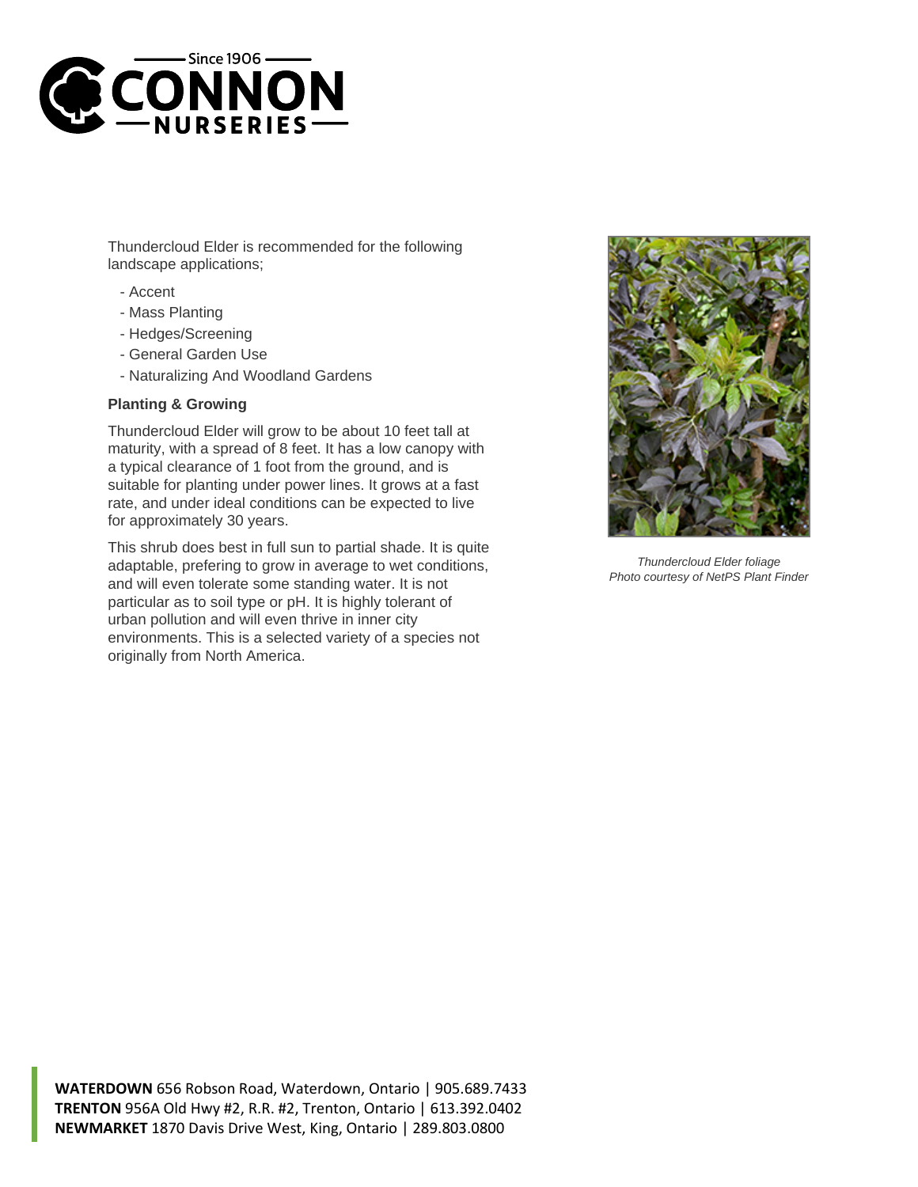Thundercloud Elder is recommended for the following landscape applications;

- Accent
- Mass Planting
- Hedges/Screening
- General Garden Use
- Naturalizing And Woodland Gardens

**Planting & Growing**

Thundercloud Elder will grow to be about 10 feet tall at maturity, with a spread of 8 feet. It has a low canopy with a typical clearance of 1 foot from the ground, and is suitable for planting under power lines. It grows at a fast rate, and under ideal conditions can be expected to live for approximately 30 years.

This shrub does best in full sun to partial shade. It is quite adaptable, prefering to grow in average to wet conditions, and will even tolerate some standing water. It is not particular as to soil type or pH. It is highly tolerant of urban pollution and will even thrive in inner city environments. This is a selected variety of a species not originally from North America.

*Thundercloud Elder foliage*
*Photo courtesy of NetPS Plant Finder*